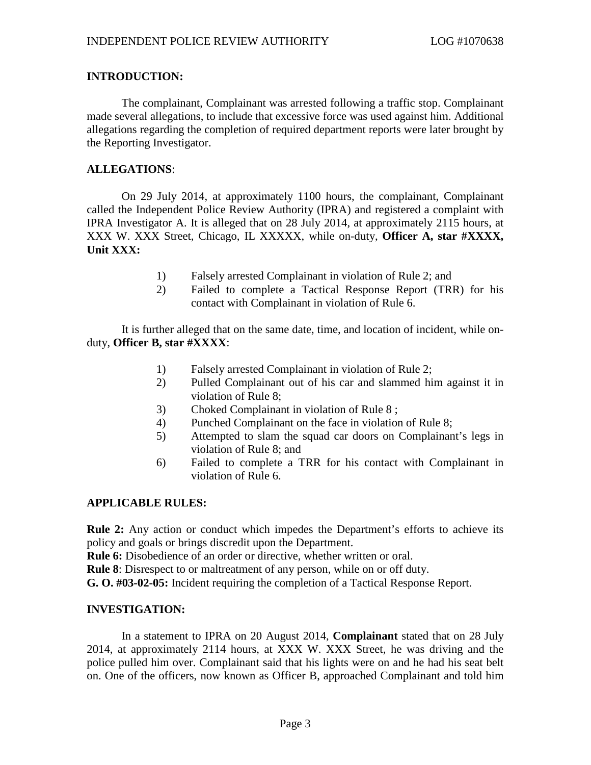## INTRODUCTION:

The complainant, Complainant was arrested following a traffic stop. Complainant made several allegations, to include that excessive force was used against him. Additional allegations regarding the completion of required department reports were later brought by the Reporting Investigator.

## ALLEGATIONS:

On 29 July 2014, at approximately 1100 hours, the complainant, Complainant called the Independent Police Review Authority (IPRA) and registered a complaint with IPRA Investigator A. It is alleged that on 28 July 2014, at approximately 2115 hours, at XXX W. XXX Street, Chicago, IL XXXXX, while on-duty, **Officer A, star #XXXX, Unit XXX:**

1) Falsely arrested Complainant in violation of Rule 2; and
2) Failed to complete a Tactical Response Report (TRR) for his contact with Complainant in violation of Rule 6.

It is further alleged that on the same date, time, and location of incident, while on-duty, **Officer B, star #XXXX**:

1) Falsely arrested Complainant in violation of Rule 2;
2) Pulled Complainant out of his car and slammed him against it in violation of Rule 8;
3) Choked Complainant in violation of Rule 8 ;
4) Punched Complainant on the face in violation of Rule 8;
5) Attempted to slam the squad car doors on Complainant's legs in violation of Rule 8; and
6) Failed to complete a TRR for his contact with Complainant in violation of Rule 6.

## APPLICABLE RULES:

**Rule 2:** Any action or conduct which impedes the Department's efforts to achieve its policy and goals or brings discredit upon the Department.
**Rule 6:** Disobedience of an order or directive, whether written or oral.
**Rule 8**: Disrespect to or maltreatment of any person, while on or off duty.
**G. O. #03-02-05:** Incident requiring the completion of a Tactical Response Report.

## INVESTIGATION:

In a statement to IPRA on 20 August 2014, **Complainant** stated that on 28 July 2014, at approximately 2114 hours, at XXX W. XXX Street, he was driving and the police pulled him over. Complainant said that his lights were on and he had his seat belt on. One of the officers, now known as Officer B, approached Complainant and told him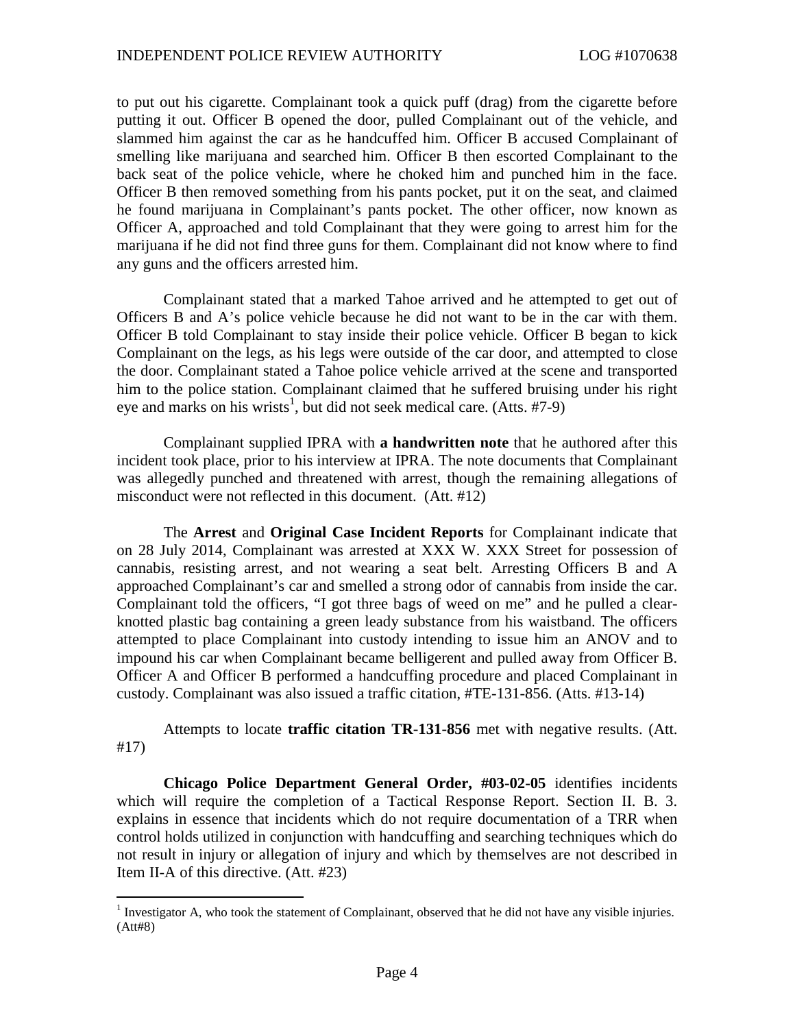to put out his cigarette. Complainant took a quick puff (drag) from the cigarette before putting it out. Officer B opened the door, pulled Complainant out of the vehicle, and slammed him against the car as he handcuffed him. Officer B accused Complainant of smelling like marijuana and searched him. Officer B then escorted Complainant to the back seat of the police vehicle, where he choked him and punched him in the face. Officer B then removed something from his pants pocket, put it on the seat, and claimed he found marijuana in Complainant's pants pocket. The other officer, now known as Officer A, approached and told Complainant that they were going to arrest him for the marijuana if he did not find three guns for them. Complainant did not know where to find any guns and the officers arrested him.

Complainant stated that a marked Tahoe arrived and he attempted to get out of Officers B and A's police vehicle because he did not want to be in the car with them. Officer B told Complainant to stay inside their police vehicle. Officer B began to kick Complainant on the legs, as his legs were outside of the car door, and attempted to close the door. Complainant stated a Tahoe police vehicle arrived at the scene and transported him to the police station. Complainant claimed that he suffered bruising under his right eye and marks on his wrists[1], but did not seek medical care. (Atts. #7-9)

Complainant supplied IPRA with **a handwritten note** that he authored after this incident took place, prior to his interview at IPRA. The note documents that Complainant was allegedly punched and threatened with arrest, though the remaining allegations of misconduct were not reflected in this document. (Att. #12)

The **Arrest** and **Original Case Incident Reports** for Complainant indicate that on 28 July 2014, Complainant was arrested at XXX W. XXX Street for possession of cannabis, resisting arrest, and not wearing a seat belt. Arresting Officers B and A approached Complainant's car and smelled a strong odor of cannabis from inside the car. Complainant told the officers, "I got three bags of weed on me" and he pulled a clear-knotted plastic bag containing a green leady substance from his waistband. The officers attempted to place Complainant into custody intending to issue him an ANOV and to impound his car when Complainant became belligerent and pulled away from Officer B. Officer A and Officer B performed a handcuffing procedure and placed Complainant in custody. Complainant was also issued a traffic citation, #TE-131-856. (Atts. #13-14)

Attempts to locate **traffic citation TR-131-856** met with negative results. (Att. #17)

**Chicago Police Department General Order, #03-02-05** identifies incidents which will require the completion of a Tactical Response Report. Section II. B. 3. explains in essence that incidents which do not require documentation of a TRR when control holds utilized in conjunction with handcuffing and searching techniques which do not result in injury or allegation of injury and which by themselves are not described in Item II-A of this directive. (Att. #23)

---

[1] Investigator A, who took the statement of Complainant, observed that he did not have any visible injuries. (Att#8)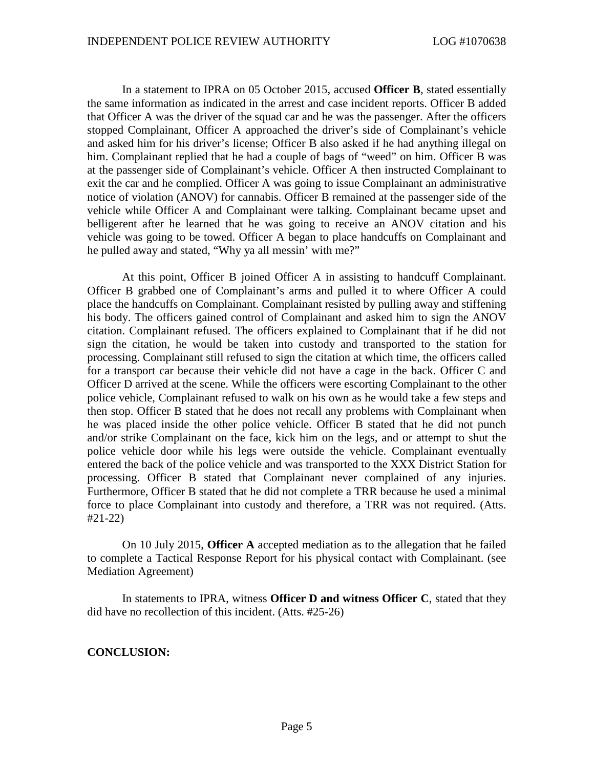In a statement to IPRA on 05 October 2015, accused **Officer B**, stated essentially the same information as indicated in the arrest and case incident reports. Officer B added that Officer A was the driver of the squad car and he was the passenger. After the officers stopped Complainant, Officer A approached the driver's side of Complainant's vehicle and asked him for his driver's license; Officer B also asked if he had anything illegal on him. Complainant replied that he had a couple of bags of "weed" on him. Officer B was at the passenger side of Complainant's vehicle. Officer A then instructed Complainant to exit the car and he complied. Officer A was going to issue Complainant an administrative notice of violation (ANOV) for cannabis. Officer B remained at the passenger side of the vehicle while Officer A and Complainant were talking. Complainant became upset and belligerent after he learned that he was going to receive an ANOV citation and his vehicle was going to be towed. Officer A began to place handcuffs on Complainant and he pulled away and stated, "Why ya all messin' with me?"

At this point, Officer B joined Officer A in assisting to handcuff Complainant. Officer B grabbed one of Complainant's arms and pulled it to where Officer A could place the handcuffs on Complainant. Complainant resisted by pulling away and stiffening his body. The officers gained control of Complainant and asked him to sign the ANOV citation. Complainant refused. The officers explained to Complainant that if he did not sign the citation, he would be taken into custody and transported to the station for processing. Complainant still refused to sign the citation at which time, the officers called for a transport car because their vehicle did not have a cage in the back. Officer C and Officer D arrived at the scene. While the officers were escorting Complainant to the other police vehicle, Complainant refused to walk on his own as he would take a few steps and then stop. Officer B stated that he does not recall any problems with Complainant when he was placed inside the other police vehicle. Officer B stated that he did not punch and/or strike Complainant on the face, kick him on the legs, and or attempt to shut the police vehicle door while his legs were outside the vehicle. Complainant eventually entered the back of the police vehicle and was transported to the XXX District Station for processing. Officer B stated that Complainant never complained of any injuries. Furthermore, Officer B stated that he did not complete a TRR because he used a minimal force to place Complainant into custody and therefore, a TRR was not required. (Atts. #21-22)

On 10 July 2015, **Officer A** accepted mediation as to the allegation that he failed to complete a Tactical Response Report for his physical contact with Complainant. (see Mediation Agreement)

In statements to IPRA, witness **Officer D and witness Officer C**, stated that they did have no recollection of this incident. (Atts. #25-26)

**CONCLUSION:**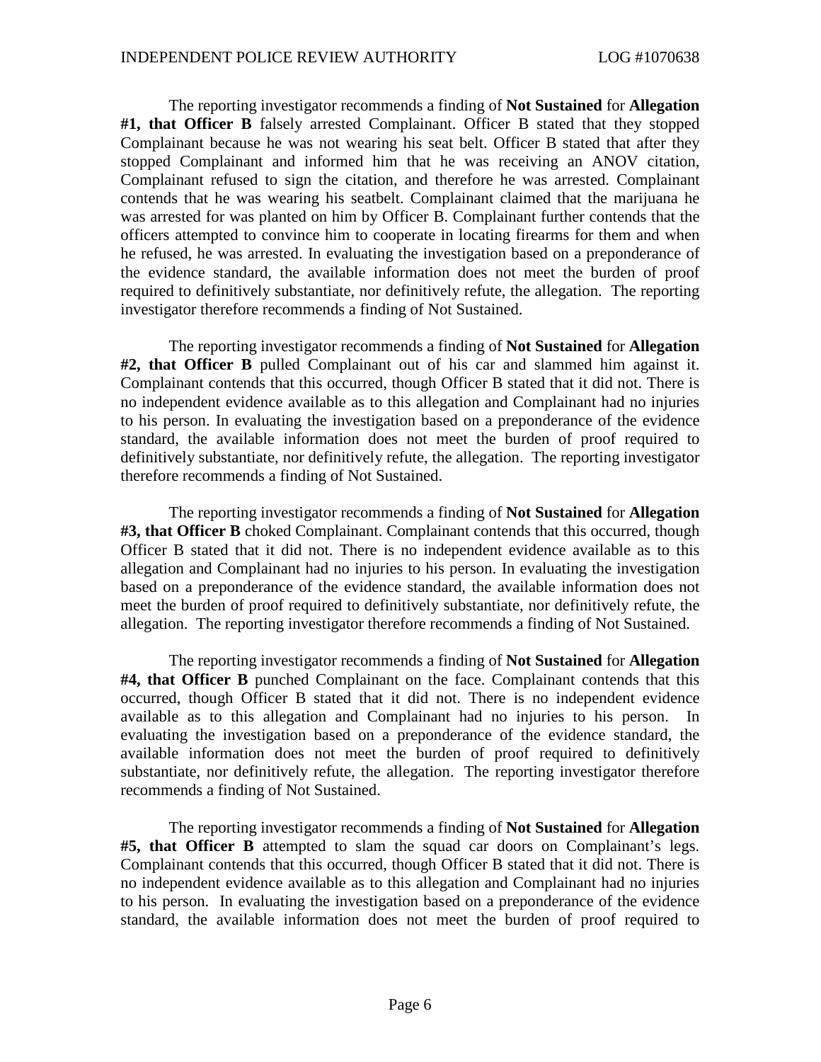The reporting investigator recommends a finding of **Not Sustained** for **Allegation #1, that Officer B** falsely arrested Complainant. Officer B stated that they stopped Complainant because he was not wearing his seat belt. Officer B stated that after they stopped Complainant and informed him that he was receiving an ANOV citation, Complainant refused to sign the citation, and therefore he was arrested. Complainant contends that he was wearing his seatbelt. Complainant claimed that the marijuana he was arrested for was planted on him by Officer B. Complainant further contends that the officers attempted to convince him to cooperate in locating firearms for them and when he refused, he was arrested. In evaluating the investigation based on a preponderance of the evidence standard, the available information does not meet the burden of proof required to definitively substantiate, nor definitively refute, the allegation. The reporting investigator therefore recommends a finding of Not Sustained.

The reporting investigator recommends a finding of **Not Sustained** for **Allegation #2, that Officer B** pulled Complainant out of his car and slammed him against it. Complainant contends that this occurred, though Officer B stated that it did not. There is no independent evidence available as to this allegation and Complainant had no injuries to his person. In evaluating the investigation based on a preponderance of the evidence standard, the available information does not meet the burden of proof required to definitively substantiate, nor definitively refute, the allegation. The reporting investigator therefore recommends a finding of Not Sustained.

The reporting investigator recommends a finding of **Not Sustained** for **Allegation #3, that Officer B** choked Complainant. Complainant contends that this occurred, though Officer B stated that it did not. There is no independent evidence available as to this allegation and Complainant had no injuries to his person. In evaluating the investigation based on a preponderance of the evidence standard, the available information does not meet the burden of proof required to definitively substantiate, nor definitively refute, the allegation. The reporting investigator therefore recommends a finding of Not Sustained.

The reporting investigator recommends a finding of **Not Sustained** for **Allegation #4, that Officer B** punched Complainant on the face. Complainant contends that this occurred, though Officer B stated that it did not. There is no independent evidence available as to this allegation and Complainant had no injuries to his person. In evaluating the investigation based on a preponderance of the evidence standard, the available information does not meet the burden of proof required to definitively substantiate, nor definitively refute, the allegation. The reporting investigator therefore recommends a finding of Not Sustained.

The reporting investigator recommends a finding of **Not Sustained** for **Allegation #5, that Officer B** attempted to slam the squad car doors on Complainant's legs. Complainant contends that this occurred, though Officer B stated that it did not. There is no independent evidence available as to this allegation and Complainant had no injuries to his person. In evaluating the investigation based on a preponderance of the evidence standard, the available information does not meet the burden of proof required to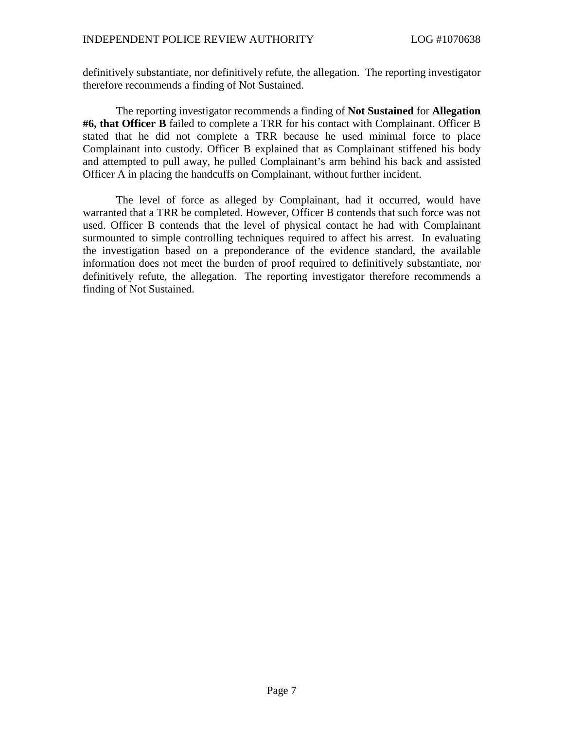definitively substantiate, nor definitively refute, the allegation. The reporting investigator therefore recommends a finding of Not Sustained.

The reporting investigator recommends a finding of **Not Sustained** for **Allegation #6, that Officer B** failed to complete a TRR for his contact with Complainant. Officer B stated that he did not complete a TRR because he used minimal force to place Complainant into custody. Officer B explained that as Complainant stiffened his body and attempted to pull away, he pulled Complainant's arm behind his back and assisted Officer A in placing the handcuffs on Complainant, without further incident.

The level of force as alleged by Complainant, had it occurred, would have warranted that a TRR be completed. However, Officer B contends that such force was not used. Officer B contends that the level of physical contact he had with Complainant surmounted to simple controlling techniques required to affect his arrest. In evaluating the investigation based on a preponderance of the evidence standard, the available information does not meet the burden of proof required to definitively substantiate, nor definitively refute, the allegation. The reporting investigator therefore recommends a finding of Not Sustained.